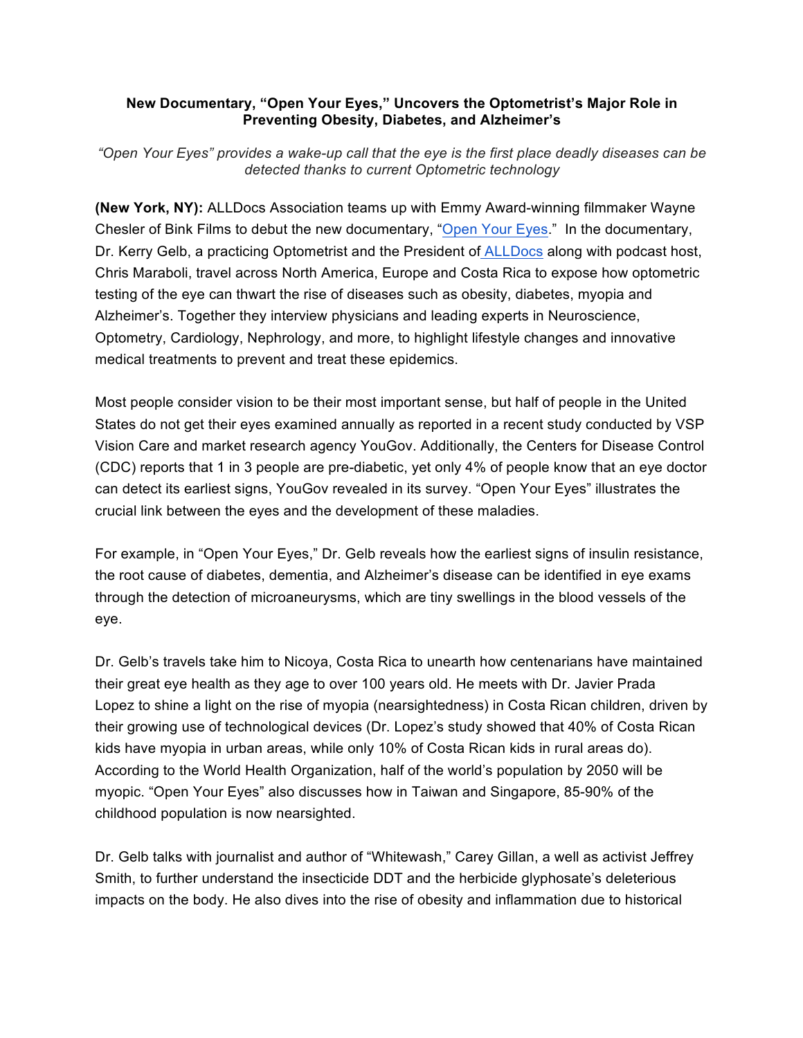**New Documentary, "Open Your Eyes," Uncovers the Optometrist's Major Role in Preventing Obesity, Diabetes, and Alzheimer's**

*"Open Your Eyes" provides a wake-up call that the eye is the first place deadly diseases can be detected thanks to current Optometric technology*

**(New York, NY):** ALLDocs Association teams up with Emmy Award-winning filmmaker Wayne Chesler of Bink Films to debut the new documentary, "Open Your Eyes." In the documentary, Dr. Kerry Gelb, a practicing Optometrist and the President of ALLDocs along with podcast host, Chris Maraboli, travel across North America, Europe and Costa Rica to expose how optometric testing of the eye can thwart the rise of diseases such as obesity, diabetes, myopia and Alzheimer's. Together they interview physicians and leading experts in Neuroscience, Optometry, Cardiology, Nephrology, and more, to highlight lifestyle changes and innovative medical treatments to prevent and treat these epidemics.

Most people consider vision to be their most important sense, but half of people in the United States do not get their eyes examined annually as reported in a recent study conducted by VSP Vision Care and market research agency YouGov. Additionally, the Centers for Disease Control (CDC) reports that 1 in 3 people are pre-diabetic, yet only 4% of people know that an eye doctor can detect its earliest signs, YouGov revealed in its survey. "Open Your Eyes" illustrates the crucial link between the eyes and the development of these maladies.

For example, in "Open Your Eyes," Dr. Gelb reveals how the earliest signs of insulin resistance, the root cause of diabetes, dementia, and Alzheimer's disease can be identified in eye exams through the detection of microaneurysms, which are tiny swellings in the blood vessels of the eye.

Dr. Gelb's travels take him to Nicoya, Costa Rica to unearth how centenarians have maintained their great eye health as they age to over 100 years old. He meets with Dr. Javier Prada Lopez to shine a light on the rise of myopia (nearsightedness) in Costa Rican children, driven by their growing use of technological devices (Dr. Lopez's study showed that 40% of Costa Rican kids have myopia in urban areas, while only 10% of Costa Rican kids in rural areas do). According to the World Health Organization, half of the world's population by 2050 will be myopic. "Open Your Eyes" also discusses how in Taiwan and Singapore, 85-90% of the childhood population is now nearsighted.

Dr. Gelb talks with journalist and author of "Whitewash," Carey Gillan, a well as activist Jeffrey Smith, to further understand the insecticide DDT and the herbicide glyphosate's deleterious impacts on the body. He also dives into the rise of obesity and inflammation due to historical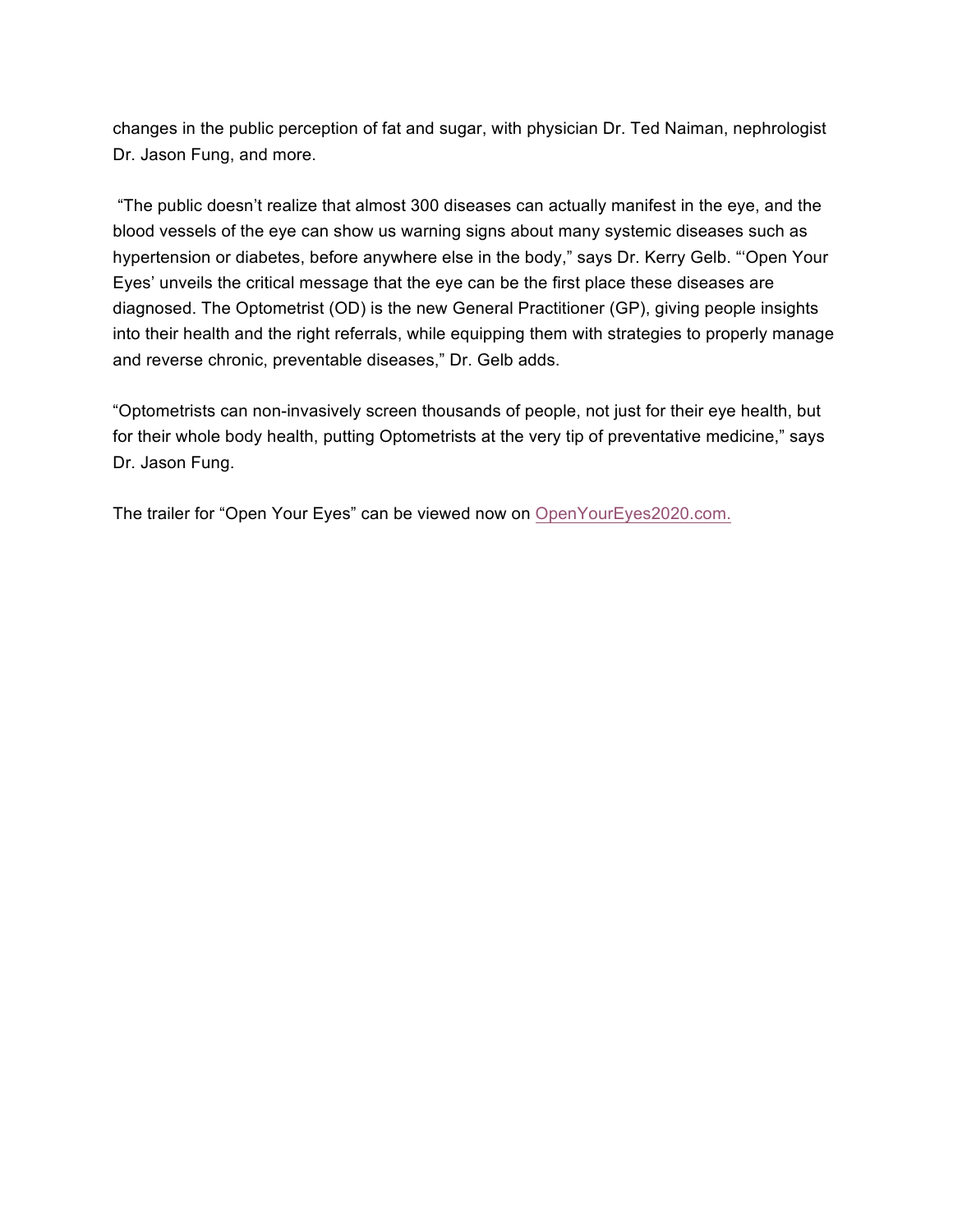changes in the public perception of fat and sugar, with physician Dr. Ted Naiman, nephrologist Dr. Jason Fung, and more.

"The public doesn't realize that almost 300 diseases can actually manifest in the eye, and the blood vessels of the eye can show us warning signs about many systemic diseases such as hypertension or diabetes, before anywhere else in the body," says Dr. Kerry Gelb. "'Open Your Eyes' unveils the critical message that the eye can be the first place these diseases are diagnosed. The Optometrist (OD) is the new General Practitioner (GP), giving people insights into their health and the right referrals, while equipping them with strategies to properly manage and reverse chronic, preventable diseases," Dr. Gelb adds.

"Optometrists can non-invasively screen thousands of people, not just for their eye health, but for their whole body health, putting Optometrists at the very tip of preventative medicine," says Dr. Jason Fung.

The trailer for "Open Your Eyes" can be viewed now on [OpenYourEyes2020.com.](OpenYourEyes2020.com)